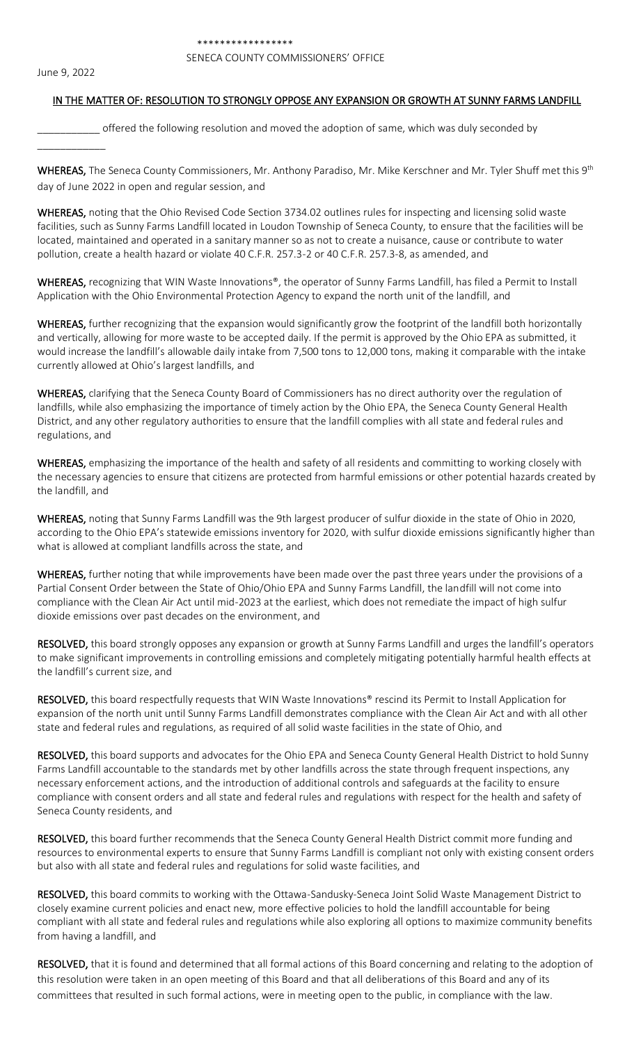*****************

SENECA COUNTY COMMISSIONERS' OFFICE

June 9, 2022

**IN THE MATTER OF: RESOLUTION TO STRONGLY OPPOSE ANY EXPANSION OR GROWTH AT SUNNY FARMS LANDFILL**

___________ offered the following resolution and moved the adoption of same, which was duly seconded by ____________

**WHEREAS,** The Seneca County Commissioners, Mr. Anthony Paradiso, Mr. Mike Kerschner and Mr. Tyler Shuff met this 9th day of June 2022 in open and regular session, and

**WHEREAS,** noting that the Ohio Revised Code Section 3734.02 outlines rules for inspecting and licensing solid waste facilities, such as Sunny Farms Landfill located in Loudon Township of Seneca County, to ensure that the facilities will be located, maintained and operated in a sanitary manner so as not to create a nuisance, cause or contribute to water pollution, create a health hazard or violate 40 C.F.R. 257.3-2 or 40 C.F.R. 257.3-8, as amended, and

**WHEREAS,** recognizing that WIN Waste Innovations®, the operator of Sunny Farms Landfill, has filed a Permit to Install Application with the Ohio Environmental Protection Agency to expand the north unit of the landfill, and

**WHEREAS,** further recognizing that the expansion would significantly grow the footprint of the landfill both horizontally and vertically, allowing for more waste to be accepted daily. If the permit is approved by the Ohio EPA as submitted, it would increase the landfill's allowable daily intake from 7,500 tons to 12,000 tons, making it comparable with the intake currently allowed at Ohio's largest landfills, and

**WHEREAS,** clarifying that the Seneca County Board of Commissioners has no direct authority over the regulation of landfills, while also emphasizing the importance of timely action by the Ohio EPA, the Seneca County General Health District, and any other regulatory authorities to ensure that the landfill complies with all state and federal rules and regulations, and

**WHEREAS,** emphasizing the importance of the health and safety of all residents and committing to working closely with the necessary agencies to ensure that citizens are protected from harmful emissions or other potential hazards created by the landfill, and

**WHEREAS,** noting that Sunny Farms Landfill was the 9th largest producer of sulfur dioxide in the state of Ohio in 2020, according to the Ohio EPA's statewide emissions inventory for 2020, with sulfur dioxide emissions significantly higher than what is allowed at compliant landfills across the state, and

**WHEREAS,** further noting that while improvements have been made over the past three years under the provisions of a Partial Consent Order between the State of Ohio/Ohio EPA and Sunny Farms Landfill, the landfill will not come into compliance with the Clean Air Act until mid-2023 at the earliest, which does not remediate the impact of high sulfur dioxide emissions over past decades on the environment, and

**RESOLVED,** this board strongly opposes any expansion or growth at Sunny Farms Landfill and urges the landfill's operators to make significant improvements in controlling emissions and completely mitigating potentially harmful health effects at the landfill's current size, and

**RESOLVED,** this board respectfully requests that WIN Waste Innovations® rescind its Permit to Install Application for expansion of the north unit until Sunny Farms Landfill demonstrates compliance with the Clean Air Act and with all other state and federal rules and regulations, as required of all solid waste facilities in the state of Ohio, and

**RESOLVED,** this board supports and advocates for the Ohio EPA and Seneca County General Health District to hold Sunny Farms Landfill accountable to the standards met by other landfills across the state through frequent inspections, any necessary enforcement actions, and the introduction of additional controls and safeguards at the facility to ensure compliance with consent orders and all state and federal rules and regulations with respect for the health and safety of Seneca County residents, and

**RESOLVED,** this board further recommends that the Seneca County General Health District commit more funding and resources to environmental experts to ensure that Sunny Farms Landfill is compliant not only with existing consent orders but also with all state and federal rules and regulations for solid waste facilities, and

**RESOLVED,** this board commits to working with the Ottawa-Sandusky-Seneca Joint Solid Waste Management District to closely examine current policies and enact new, more effective policies to hold the landfill accountable for being compliant with all state and federal rules and regulations while also exploring all options to maximize community benefits from having a landfill, and

**RESOLVED,** that it is found and determined that all formal actions of this Board concerning and relating to the adoption of this resolution were taken in an open meeting of this Board and that all deliberations of this Board and any of its committees that resulted in such formal actions, were in meeting open to the public, in compliance with the law.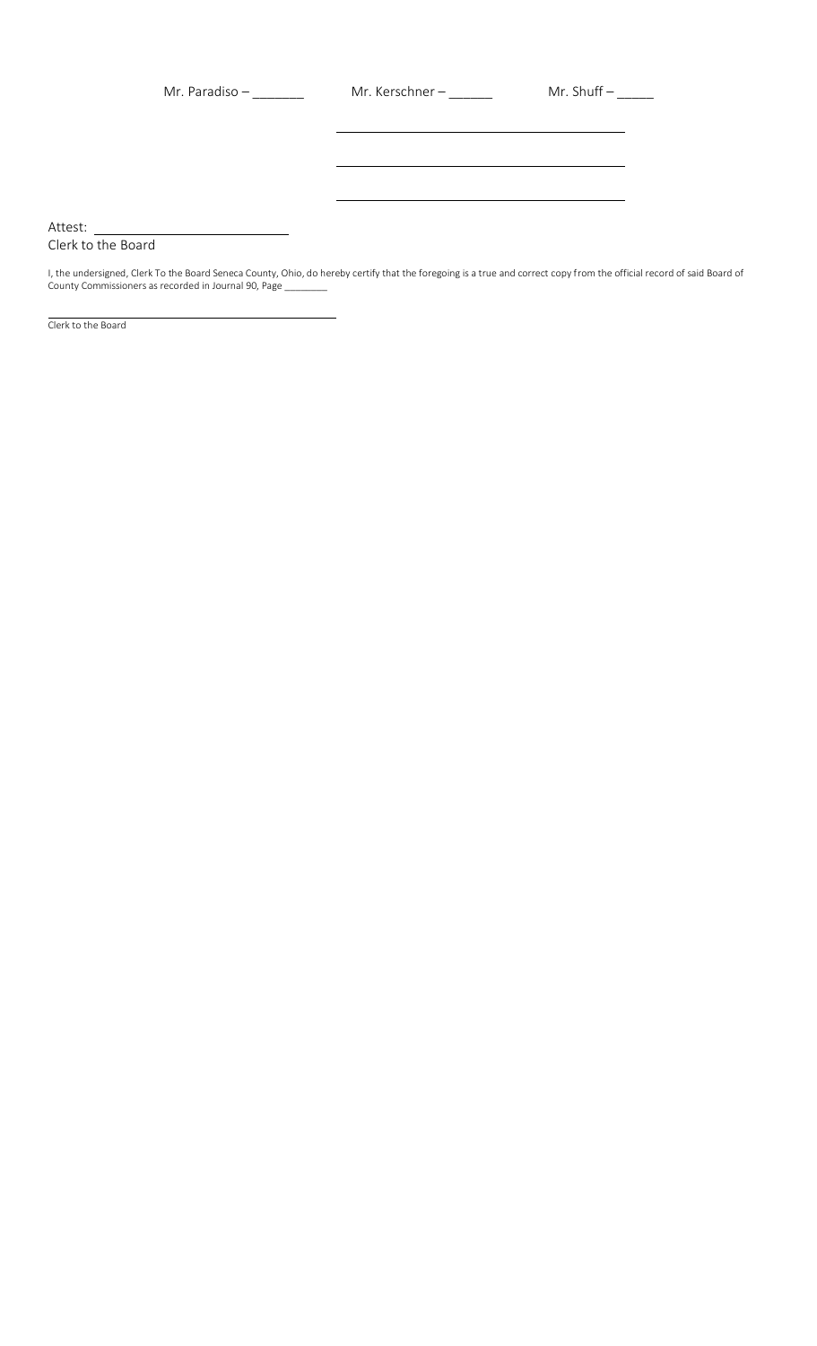Mr. Paradiso – _______ Mr. Kerschner – ______ Mr. Shuff – _____

\_\_\_\_\_\_\_\_\_\_\_\_\_\_\_\_\_\_\_\_\_\_\_\_\_\_\_\_\_\_\_\_\_\_\_\_\_\_\_\_

\_\_\_\_\_\_\_\_\_\_\_\_\_\_\_\_\_\_\_\_\_\_\_\_\_\_\_\_\_\_\_\_\_\_\_\_\_\_\_\_

\_\_\_\_\_\_\_\_\_\_\_\_\_\_\_\_\_\_\_\_\_\_\_\_\_\_\_\_\_\_\_\_\_\_\_\_\_\_\_\_

Attest: ____________________________

Clerk to the Board

I, the undersigned, Clerk To the Board Seneca County, Ohio, do hereby certify that the foregoing is a true and correct copy from the official record of said Board of County Commissioners as recorded in Journal 90, Page ________

\_\_\_\_\_\_\_\_\_\_\_\_\_\_\_\_\_\_\_\_\_\_\_\_\_\_\_\_\_\_\_\_\_\_\_\_\_\_\_\_

Clerk to the Board